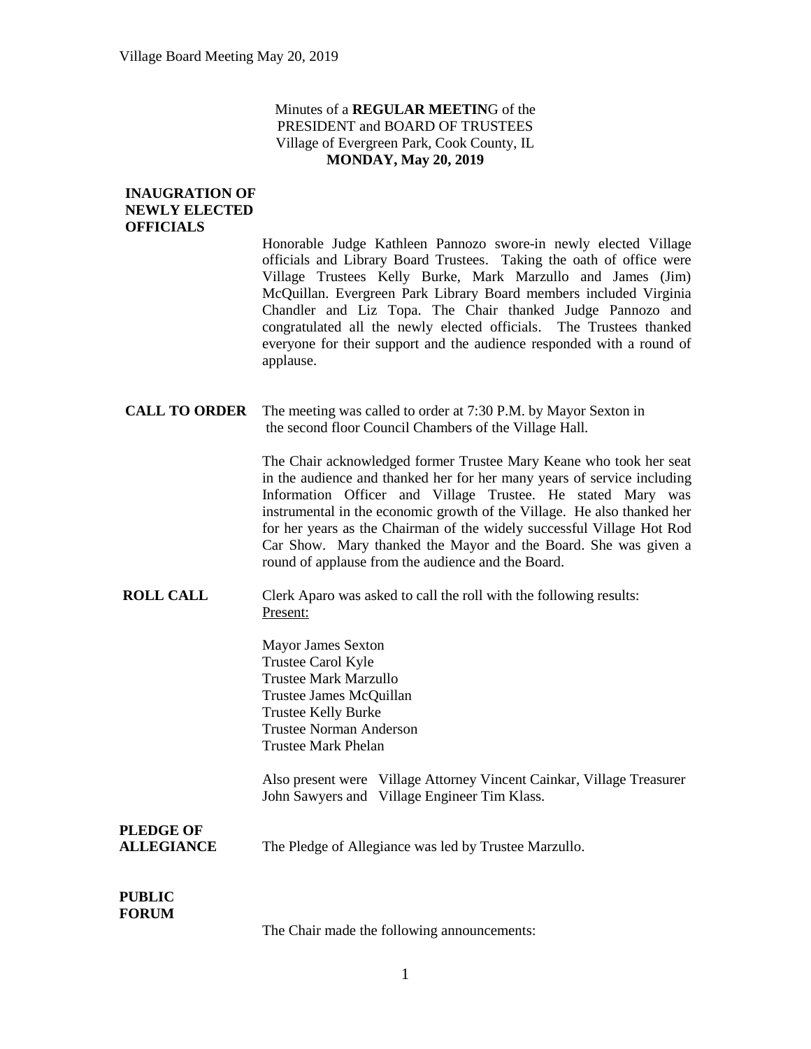Minutes of a **REGULAR MEETIN**G of the
PRESIDENT and BOARD OF TRUSTEES
Village of Evergreen Park, Cook County, IL
**MONDAY, May 20, 2019**

**INAUGRATION OF NEWLY ELECTED OFFICIALS**

Honorable Judge Kathleen Pannozo swore-in newly elected Village officials and Library Board Trustees. Taking the oath of office were Village Trustees Kelly Burke, Mark Marzullo and James (Jim) McQuillan. Evergreen Park Library Board members included Virginia Chandler and Liz Topa. The Chair thanked Judge Pannozo and congratulated all the newly elected officials. The Trustees thanked everyone for their support and the audience responded with a round of applause.

**CALL TO ORDER**

The meeting was called to order at 7:30 P.M. by Mayor Sexton in the second floor Council Chambers of the Village Hall.

The Chair acknowledged former Trustee Mary Keane who took her seat in the audience and thanked her for her many years of service including Information Officer and Village Trustee. He stated Mary was instrumental in the economic growth of the Village. He also thanked her for her years as the Chairman of the widely successful Village Hot Rod Car Show. Mary thanked the Mayor and the Board. She was given a round of applause from the audience and the Board.

**ROLL CALL**

Clerk Aparo was asked to call the roll with the following results:
Present:

Mayor James Sexton
Trustee Carol Kyle
Trustee Mark Marzullo
Trustee James McQuillan
Trustee Kelly Burke
Trustee Norman Anderson
Trustee Mark Phelan

Also present were Village Attorney Vincent Cainkar, Village Treasurer John Sawyers and Village Engineer Tim Klass.

**PLEDGE OF ALLEGIANCE**

The Pledge of Allegiance was led by Trustee Marzullo.

**PUBLIC FORUM**

The Chair made the following announcements: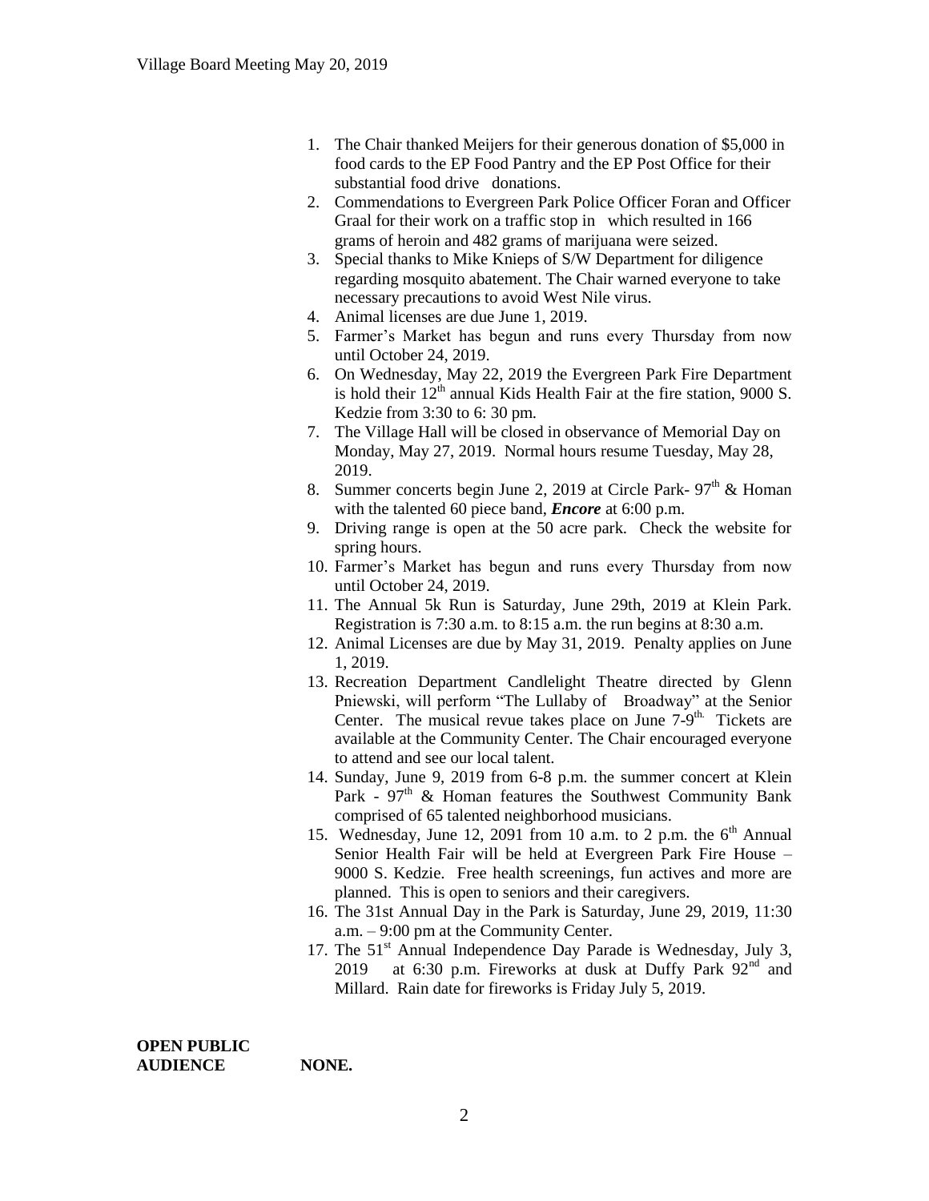1. The Chair thanked Meijers for their generous donation of $5,000 in food cards to the EP Food Pantry and the EP Post Office for their substantial food drive donations.
2. Commendations to Evergreen Park Police Officer Foran and Officer Graal for their work on a traffic stop in which resulted in 166 grams of heroin and 482 grams of marijuana were seized.
3. Special thanks to Mike Knieps of S/W Department for diligence regarding mosquito abatement. The Chair warned everyone to take necessary precautions to avoid West Nile virus.
4. Animal licenses are due June 1, 2019.
5. Farmer's Market has begun and runs every Thursday from now until October 24, 2019.
6. On Wednesday, May 22, 2019 the Evergreen Park Fire Department is hold their 12th annual Kids Health Fair at the fire station, 9000 S. Kedzie from 3:30 to 6: 30 pm.
7. The Village Hall will be closed in observance of Memorial Day on Monday, May 27, 2019. Normal hours resume Tuesday, May 28, 2019.
8. Summer concerts begin June 2, 2019 at Circle Park- 97th & Homan with the talented 60 piece band, ***Encore*** at 6:00 p.m.
9. Driving range is open at the 50 acre park. Check the website for spring hours.
10. Farmer's Market has begun and runs every Thursday from now until October 24, 2019.
11. The Annual 5k Run is Saturday, June 29th, 2019 at Klein Park. Registration is 7:30 a.m. to 8:15 a.m. the run begins at 8:30 a.m.
12. Animal Licenses are due by May 31, 2019. Penalty applies on June 1, 2019.
13. Recreation Department Candlelight Theatre directed by Glenn Pniewski, will perform "The Lullaby of Broadway" at the Senior Center. The musical revue takes place on June 7-9th. Tickets are available at the Community Center. The Chair encouraged everyone to attend and see our local talent.
14. Sunday, June 9, 2019 from 6-8 p.m. the summer concert at Klein Park - 97th & Homan features the Southwest Community Bank comprised of 65 talented neighborhood musicians.
15. Wednesday, June 12, 2091 from 10 a.m. to 2 p.m. the 6th Annual Senior Health Fair will be held at Evergreen Park Fire House – 9000 S. Kedzie. Free health screenings, fun actives and more are planned. This is open to seniors and their caregivers.
16. The 31st Annual Day in the Park is Saturday, June 29, 2019, 11:30 a.m. – 9:00 pm at the Community Center.
17. The 51st Annual Independence Day Parade is Wednesday, July 3, 2019 at 6:30 p.m. Fireworks at dusk at Duffy Park 92nd and Millard. Rain date for fireworks is Friday July 5, 2019.

**OPEN PUBLIC AUDIENCE** **NONE.**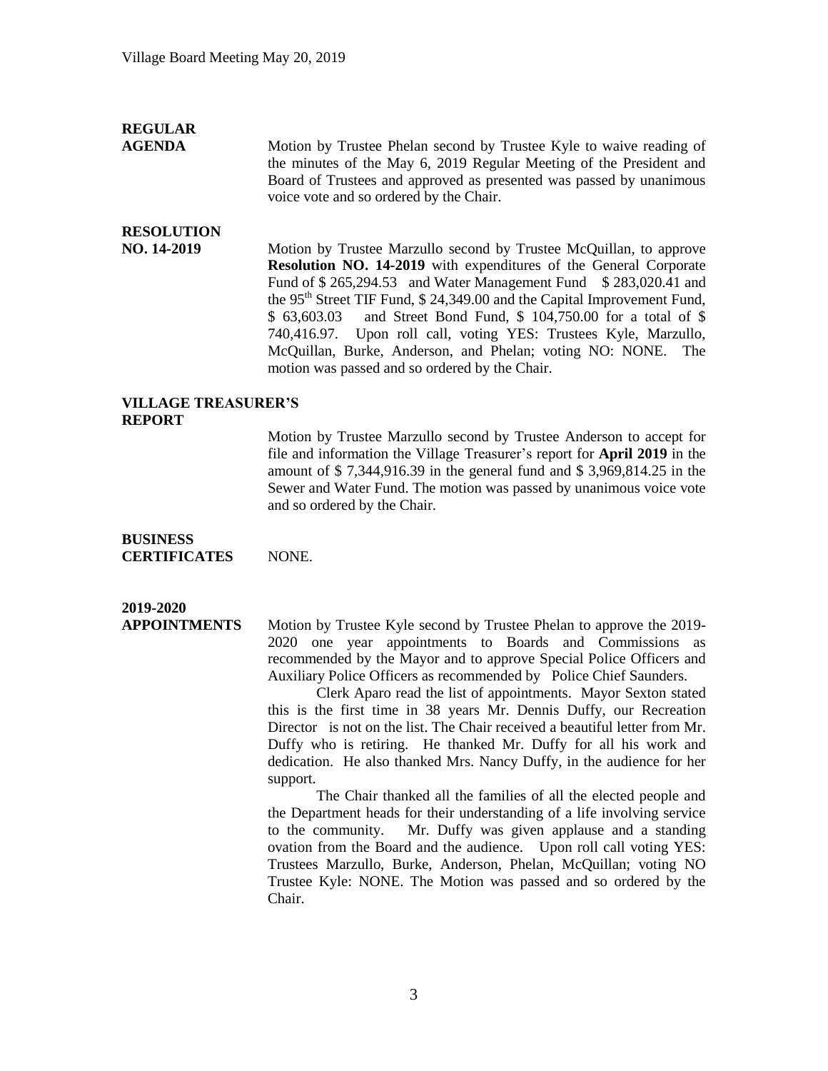**REGULAR AGENDA**

Motion by Trustee Phelan second by Trustee Kyle to waive reading of the minutes of the May 6, 2019 Regular Meeting of the President and Board of Trustees and approved as presented was passed by unanimous voice vote and so ordered by the Chair.

**RESOLUTION NO. 14-2019**

Motion by Trustee Marzullo second by Trustee McQuillan, to approve **Resolution NO. 14-2019** with expenditures of the General Corporate Fund of $ 265,294.53 and Water Management Fund $ 283,020.41 and the 95th Street TIF Fund, $ 24,349.00 and the Capital Improvement Fund, $ 63,603.03 and Street Bond Fund, $ 104,750.00 for a total of $ 740,416.97. Upon roll call, voting YES: Trustees Kyle, Marzullo, McQuillan, Burke, Anderson, and Phelan; voting NO: NONE. The motion was passed and so ordered by the Chair.

**VILLAGE TREASURER'S REPORT**

Motion by Trustee Marzullo second by Trustee Anderson to accept for file and information the Village Treasurer's report for **April 2019** in the amount of $ 7,344,916.39 in the general fund and $ 3,969,814.25 in the Sewer and Water Fund. The motion was passed by unanimous voice vote and so ordered by the Chair.

**BUSINESS CERTIFICATES**

NONE.

**2019-2020 APPOINTMENTS**

Motion by Trustee Kyle second by Trustee Phelan to approve the 2019-2020 one year appointments to Boards and Commissions as recommended by the Mayor and to approve Special Police Officers and Auxiliary Police Officers as recommended by Police Chief Saunders.

Clerk Aparo read the list of appointments. Mayor Sexton stated this is the first time in 38 years Mr. Dennis Duffy, our Recreation Director is not on the list. The Chair received a beautiful letter from Mr. Duffy who is retiring. He thanked Mr. Duffy for all his work and dedication. He also thanked Mrs. Nancy Duffy, in the audience for her support.

The Chair thanked all the families of all the elected people and the Department heads for their understanding of a life involving service to the community. Mr. Duffy was given applause and a standing ovation from the Board and the audience. Upon roll call voting YES: Trustees Marzullo, Burke, Anderson, Phelan, McQuillan; voting NO Trustee Kyle: NONE. The Motion was passed and so ordered by the Chair.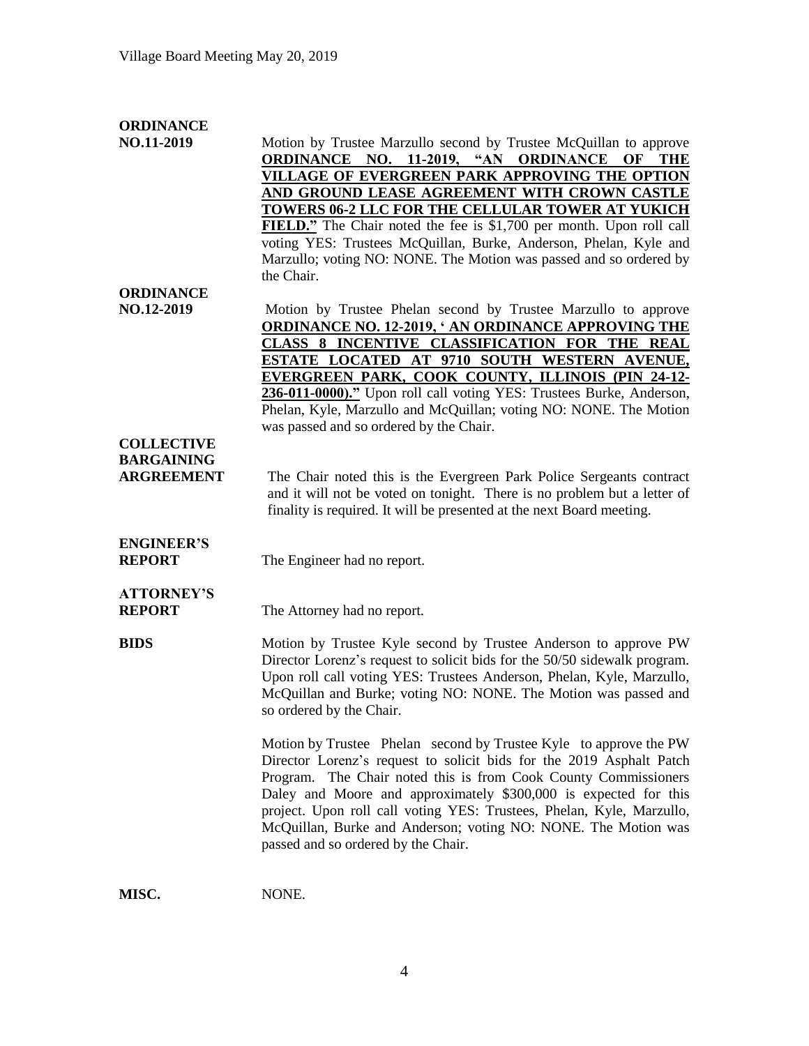**ORDINANCE NO.11-2019**

Motion by Trustee Marzullo second by Trustee McQuillan to approve **ORDINANCE NO. 11-2019, "AN ORDINANCE OF THE VILLAGE OF EVERGREEN PARK APPROVING THE OPTION AND GROUND LEASE AGREEMENT WITH CROWN CASTLE TOWERS 06-2 LLC FOR THE CELLULAR TOWER AT YUKICH FIELD."** The Chair noted the fee is $1,700 per month. Upon roll call voting YES: Trustees McQuillan, Burke, Anderson, Phelan, Kyle and Marzullo; voting NO: NONE. The Motion was passed and so ordered by the Chair.

**ORDINANCE NO.12-2019**

Motion by Trustee Phelan second by Trustee Marzullo to approve **ORDINANCE NO. 12-2019, ' AN ORDINANCE APPROVING THE CLASS 8 INCENTIVE CLASSIFICATION FOR THE REAL ESTATE LOCATED AT 9710 SOUTH WESTERN AVENUE, EVERGREEN PARK, COOK COUNTY, ILLINOIS (PIN 24-12-236-011-0000)."** Upon roll call voting YES: Trustees Burke, Anderson, Phelan, Kyle, Marzullo and McQuillan; voting NO: NONE. The Motion was passed and so ordered by the Chair.

**COLLECTIVE BARGAINING ARGREEMENT**

The Chair noted this is the Evergreen Park Police Sergeants contract and it will not be voted on tonight. There is no problem but a letter of finality is required. It will be presented at the next Board meeting.

**ENGINEER'S REPORT**

The Engineer had no report.

**ATTORNEY'S REPORT**

The Attorney had no report.

**BIDS**

Motion by Trustee Kyle second by Trustee Anderson to approve PW Director Lorenz's request to solicit bids for the 50/50 sidewalk program. Upon roll call voting YES: Trustees Anderson, Phelan, Kyle, Marzullo, McQuillan and Burke; voting NO: NONE. The Motion was passed and so ordered by the Chair.

Motion by Trustee Phelan second by Trustee Kyle to approve the PW Director Lorenz's request to solicit bids for the 2019 Asphalt Patch Program. The Chair noted this is from Cook County Commissioners Daley and Moore and approximately $300,000 is expected for this project. Upon roll call voting YES: Trustees, Phelan, Kyle, Marzullo, McQuillan, Burke and Anderson; voting NO: NONE. The Motion was passed and so ordered by the Chair.

**MISC.**

NONE.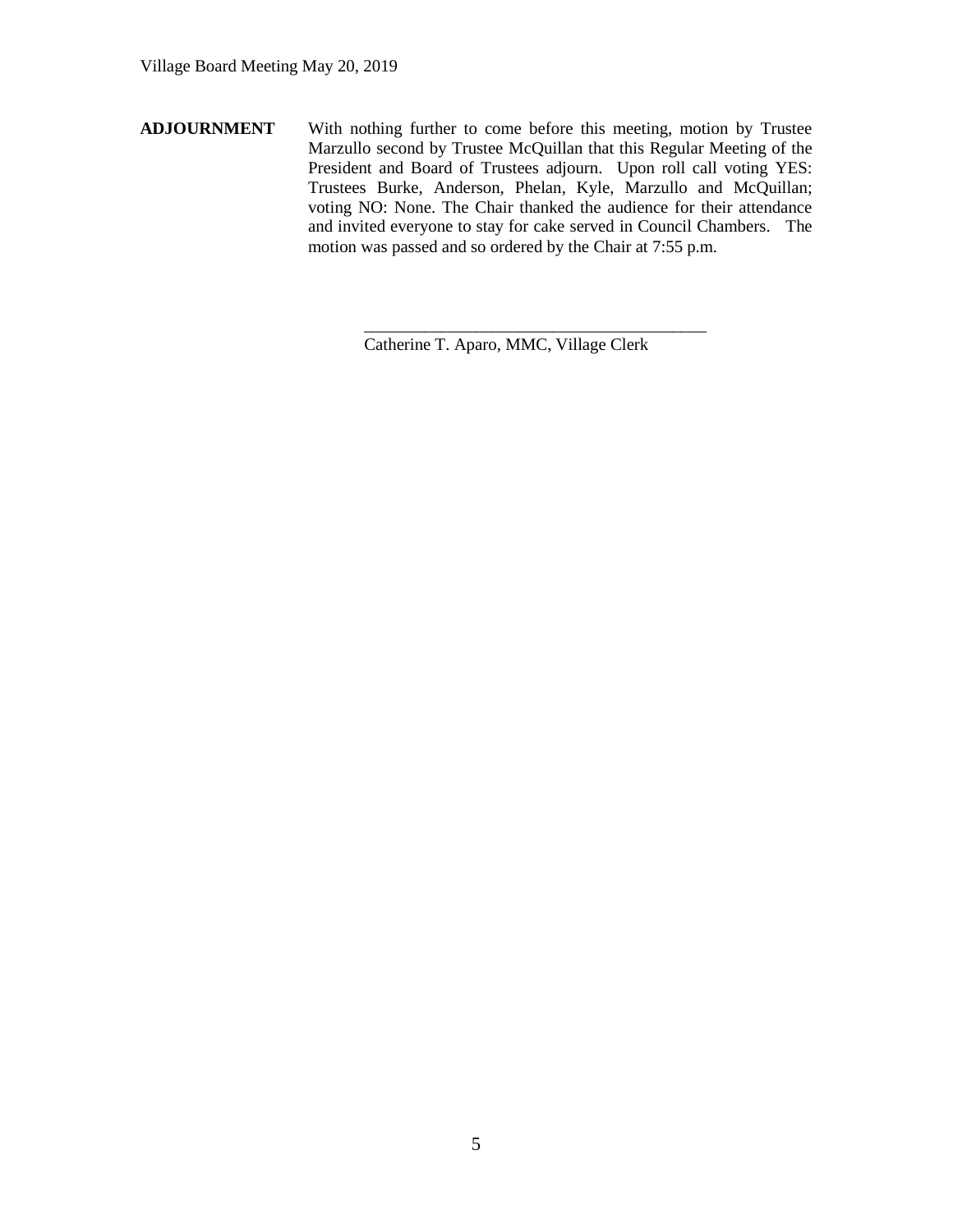**ADJOURNMENT** With nothing further to come before this meeting, motion by Trustee Marzullo second by Trustee McQuillan that this Regular Meeting of the President and Board of Trustees adjourn. Upon roll call voting YES: Trustees Burke, Anderson, Phelan, Kyle, Marzullo and McQuillan; voting NO: None. The Chair thanked the audience for their attendance and invited everyone to stay for cake served in Council Chambers. The motion was passed and so ordered by the Chair at 7:55 p.m.

\_\_\_\_\_\_\_\_\_\_\_\_\_\_\_\_\_\_\_\_\_\_\_\_\_\_\_\_\_\_\_\_\_\_\_\_\_\_\_\_

Catherine T. Aparo, MMC, Village Clerk